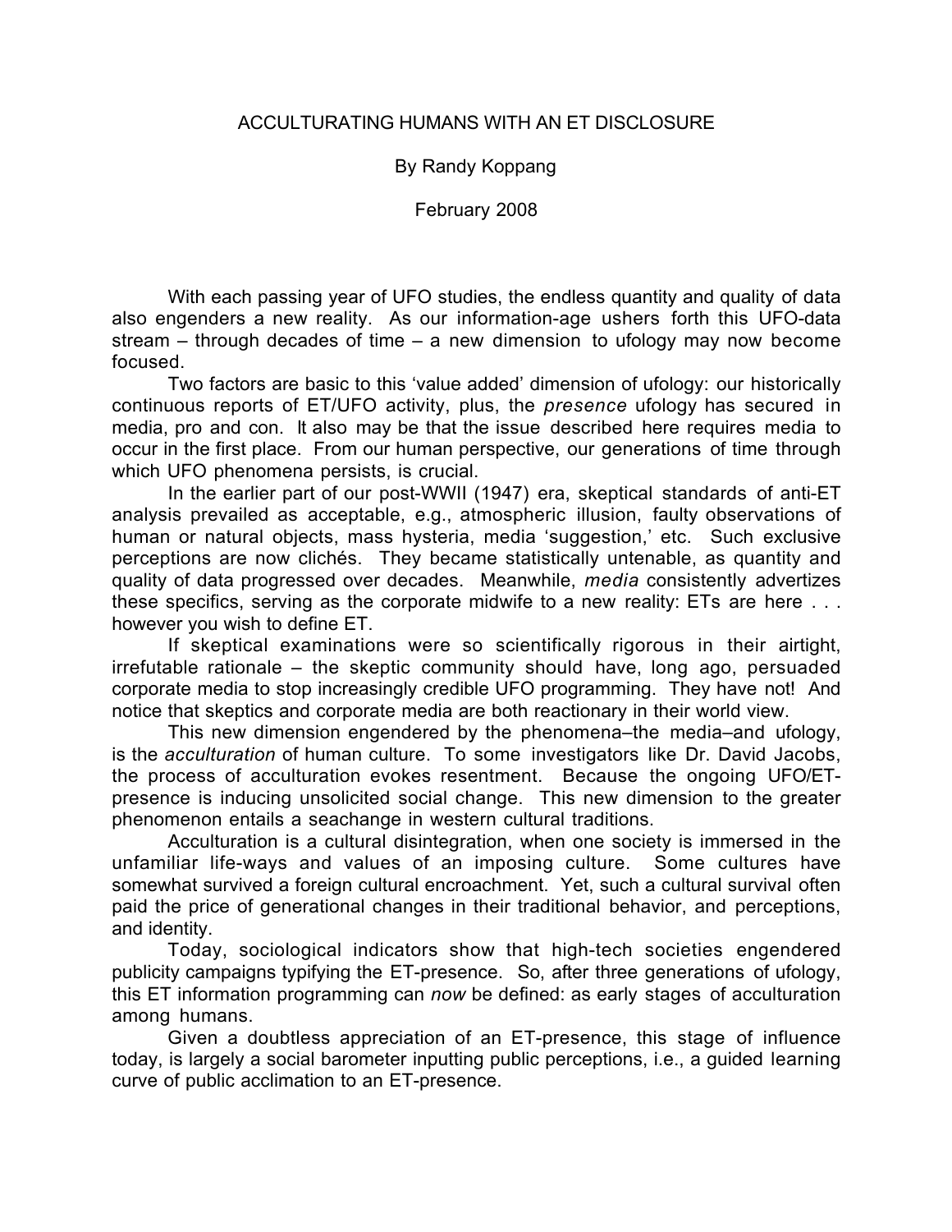# ACCULTURATING HUMANS WITH AN ET DISCLOSURE

By Randy Koppang

February 2008

With each passing year of UFO studies, the endless quantity and quality of data also engenders a new reality. As our information-age ushers forth this UFO-data stream – through decades of time – a new dimension to ufology may now become focused.

Two factors are basic to this 'value added' dimension of ufology: our historically continuous reports of ET/UFO activity, plus, the *presence* ufology has secured in media, pro and con. It also may be that the issue described here requires media to occur in the first place. From our human perspective, our generations of time through which UFO phenomena persists, is crucial.

In the earlier part of our post-WWII (1947) era, skeptical standards of anti-ET analysis prevailed as acceptable, e.g., atmospheric illusion, faulty observations of human or natural objects, mass hysteria, media 'suggestion,' etc. Such exclusive perceptions are now clichés. They became statistically untenable, as quantity and quality of data progressed over decades. Meanwhile, *media* consistently advertizes these specifics, serving as the corporate midwife to a new reality: ETs are here . . . however you wish to define ET.

If skeptical examinations were so scientifically rigorous in their airtight, irrefutable rationale – the skeptic community should have, long ago, persuaded corporate media to stop increasingly credible UFO programming. They have not! And notice that skeptics and corporate media are both reactionary in their world view.

This new dimension engendered by the phenomena–the media–and ufology, is the *acculturation* of human culture. To some investigators like Dr. David Jacobs, the process of acculturation evokes resentment. Because the ongoing UFO/ET-presence is inducing unsolicited social change. This new dimension to the greater phenomenon entails a seachange in western cultural traditions.

Acculturation is a cultural disintegration, when one society is immersed in the unfamiliar life-ways and values of an imposing culture. Some cultures have somewhat survived a foreign cultural encroachment. Yet, such a cultural survival often paid the price of generational changes in their traditional behavior, and perceptions, and identity.

Today, sociological indicators show that high-tech societies engendered publicity campaigns typifying the ET-presence. So, after three generations of ufology, this ET information programming can *now* be defined: as early stages of acculturation among humans.

Given a doubtless appreciation of an ET-presence, this stage of influence today, is largely a social barometer inputting public perceptions, i.e., a guided learning curve of public acclimation to an ET-presence.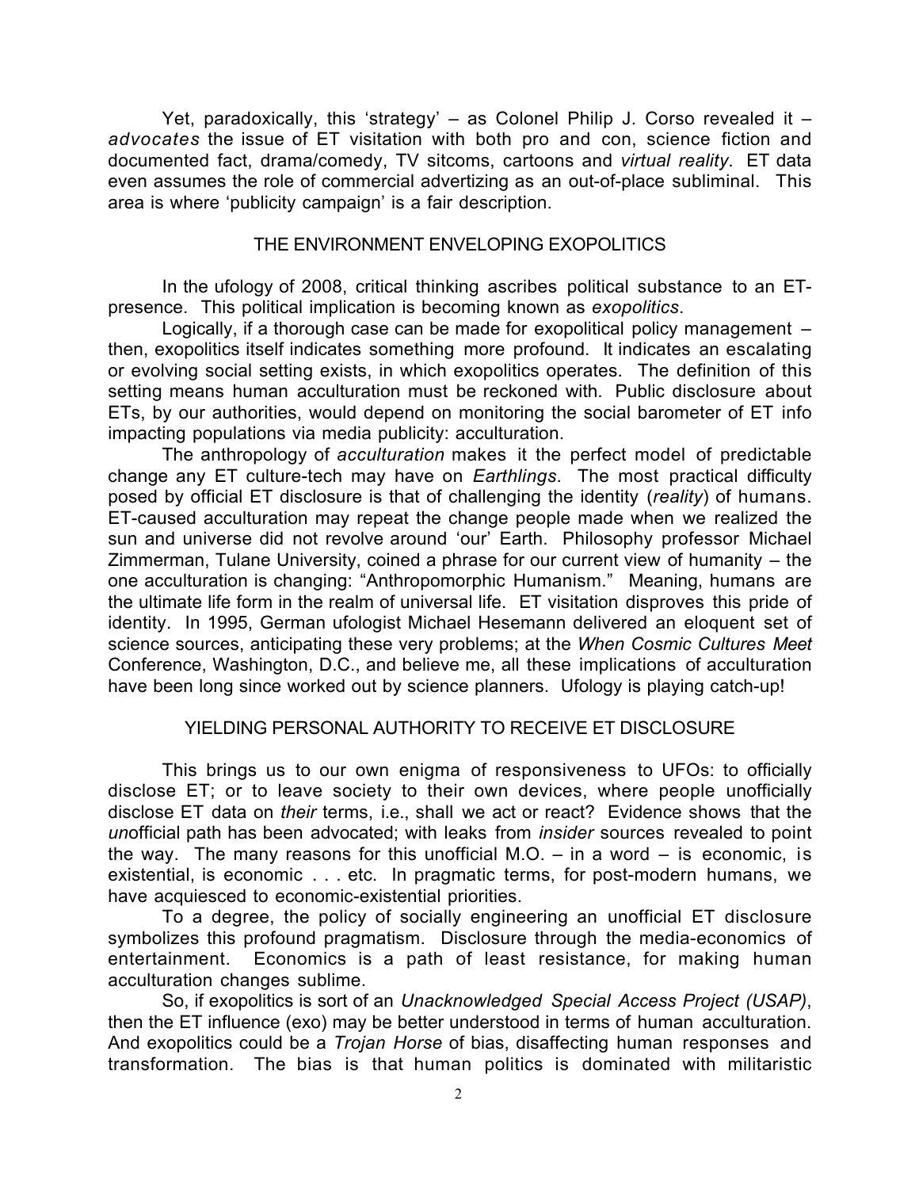Yet, paradoxically, this 'strategy' – as Colonel Philip J. Corso revealed it – *advocates* the issue of ET visitation with both pro and con, science fiction and documented fact, drama/comedy, TV sitcoms, cartoons and *virtual reality*. ET data even assumes the role of commercial advertizing as an out-of-place subliminal. This area is where 'publicity campaign' is a fair description.

## THE ENVIRONMENT ENVELOPING EXOPOLITICS

In the ufology of 2008, critical thinking ascribes political substance to an ET-presence. This political implication is becoming known as *exopolitics*.

Logically, if a thorough case can be made for exopolitical policy management – then, exopolitics itself indicates something more profound. It indicates an escalating or evolving social setting exists, in which exopolitics operates. The definition of this setting means human acculturation must be reckoned with. Public disclosure about ETs, by our authorities, would depend on monitoring the social barometer of ET info impacting populations via media publicity: acculturation.

The anthropology of *acculturation* makes it the perfect model of predictable change any ET culture-tech may have on *Earthlings*. The most practical difficulty posed by official ET disclosure is that of challenging the identity (*reality*) of humans. ET-caused acculturation may repeat the change people made when we realized the sun and universe did not revolve around 'our' Earth. Philosophy professor Michael Zimmerman, Tulane University, coined a phrase for our current view of humanity – the one acculturation is changing: "Anthropomorphic Humanism." Meaning, humans are the ultimate life form in the realm of universal life. ET visitation disproves this pride of identity. In 1995, German ufologist Michael Hesemann delivered an eloquent set of science sources, anticipating these very problems; at the *When Cosmic Cultures Meet* Conference, Washington, D.C., and believe me, all these implications of acculturation have been long since worked out by science planners. Ufology is playing catch-up!

## YIELDING PERSONAL AUTHORITY TO RECEIVE ET DISCLOSURE

This brings us to our own enigma of responsiveness to UFOs: to officially disclose ET; or to leave society to their own devices, where people unofficially disclose ET data on *their* terms, i.e., shall we act or react? Evidence shows that the *un*official path has been advocated; with leaks from *insider* sources revealed to point the way. The many reasons for this unofficial M.O. – in a word – is economic, is existential, is economic . . . etc. In pragmatic terms, for post-modern humans, we have acquiesced to economic-existential priorities.

To a degree, the policy of socially engineering an unofficial ET disclosure symbolizes this profound pragmatism. Disclosure through the media-economics of entertainment. Economics is a path of least resistance, for making human acculturation changes sublime.

So, if exopolitics is sort of an *Unacknowledged Special Access Project (USAP)*, then the ET influence (exo) may be better understood in terms of human acculturation. And exopolitics could be a *Trojan Horse* of bias, disaffecting human responses and transformation. The bias is that human politics is dominated with militaristic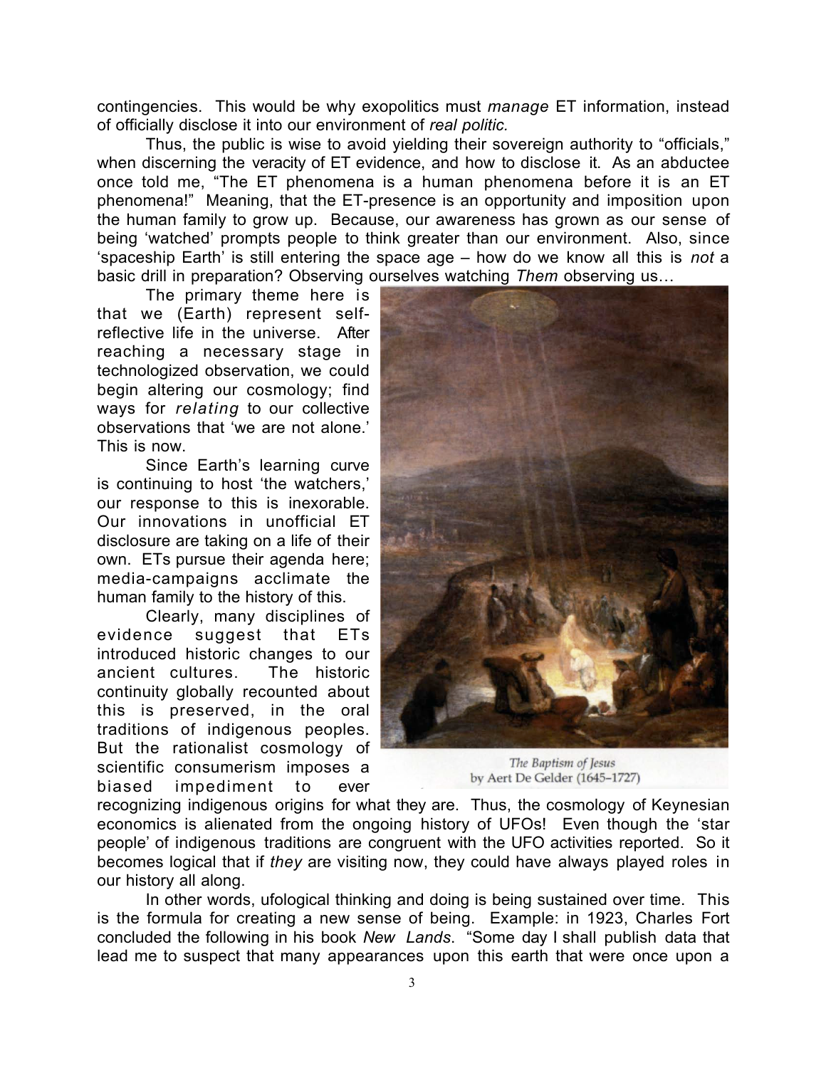contingencies. This would be why exopolitics must *manage* ET information, instead of officially disclose it into our environment of *real politic.*

Thus, the public is wise to avoid yielding their sovereign authority to "officials," when discerning the veracity of ET evidence, and how to disclose it. As an abductee once told me, "The ET phenomena is a human phenomena before it is an ET phenomena!" Meaning, that the ET-presence is an opportunity and imposition upon the human family to grow up. Because, our awareness has grown as our sense of being 'watched' prompts people to think greater than our environment. Also, since 'spaceship Earth' is still entering the space age – how do we know all this is *not* a basic drill in preparation? Observing ourselves watching *Them* observing us…

The primary theme here is that we (Earth) represent self-reflective life in the universe. After reaching a necessary stage in technologized observation, we could begin altering our cosmology; find ways for *relating* to our collective observations that 'we are not alone.' This is now.

Since Earth's learning curve is continuing to host 'the watchers,' our response to this is inexorable. Our innovations in unofficial ET disclosure are taking on a life of their own. ETs pursue their agenda here; media-campaigns acclimate the human family to the history of this.

Clearly, many disciplines of evidence suggest that ETs introduced historic changes to our ancient cultures. The historic continuity globally recounted about this is preserved, in the oral traditions of indigenous peoples. But the rationalist cosmology of scientific consumerism imposes a biased impediment to ever recognizing indigenous origins for what they are. Thus, the cosmology of Keynesian economics is alienated from the ongoing history of UFOs! Even though the 'star people' of indigenous traditions are congruent with the UFO activities reported. So it becomes logical that if *they* are visiting now, they could have always played roles in our history all along.

*The Baptism of Jesus*
by Aert De Gelder (1645–1727)

In other words, ufological thinking and doing is being sustained over time. This is the formula for creating a new sense of being. Example: in 1923, Charles Fort concluded the following in his book *New Lands*. "Some day I shall publish data that lead me to suspect that many appearances upon this earth that were once upon a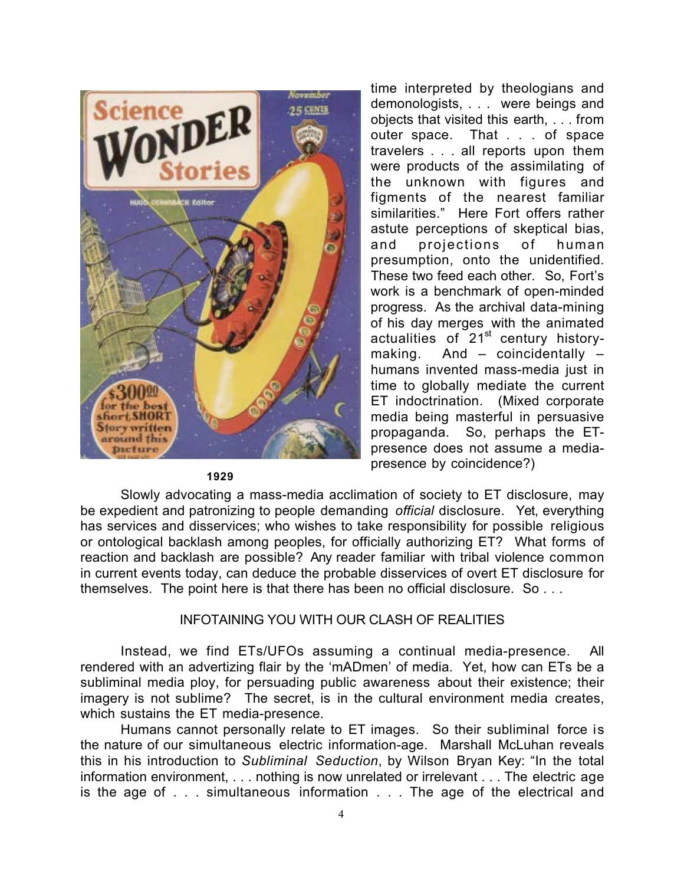1929

time interpreted by theologians and demonologists, . . . were beings and objects that visited this earth, . . . from outer space. That . . . of space travelers . . . all reports upon them were products of the assimilating of the unknown with figures and figments of the nearest familiar similarities." Here Fort offers rather astute perceptions of skeptical bias, and projections of human presumption, onto the unidentified. These two feed each other. So, Fort's work is a benchmark of open-minded progress. As the archival data-mining of his day merges with the animated actualities of 21st century history-making. And – coincidentally – humans invented mass-media just in time to globally mediate the current ET indoctrination. (Mixed corporate media being masterful in persuasive propaganda. So, perhaps the ET-presence does not assume a media-presence by coincidence?)

Slowly advocating a mass-media acclimation of society to ET disclosure, may be expedient and patronizing to people demanding *official* disclosure. Yet, everything has services and disservices; who wishes to take responsibility for possible religious or ontological backlash among peoples, for officially authorizing ET? What forms of reaction and backlash are possible? Any reader familiar with tribal violence common in current events today, can deduce the probable disservices of overt ET disclosure for themselves. The point here is that there has been no official disclosure. So . . .

## INFOTAINING YOU WITH OUR CLASH OF REALITIES

Instead, we find ETs/UFOs assuming a continual media-presence. All rendered with an advertizing flair by the 'mADmen' of media. Yet, how can ETs be a subliminal media ploy, for persuading public awareness about their existence; their imagery is not sublime? The secret, is in the cultural environment media creates, which sustains the ET media-presence.

Humans cannot personally relate to ET images. So their subliminal force is the nature of our simultaneous electric information-age. Marshall McLuhan reveals this in his introduction to *Subliminal Seduction*, by Wilson Bryan Key: "In the total information environment, . . . nothing is now unrelated or irrelevant . . . The electric age is the age of . . . simultaneous information . . . The age of the electrical and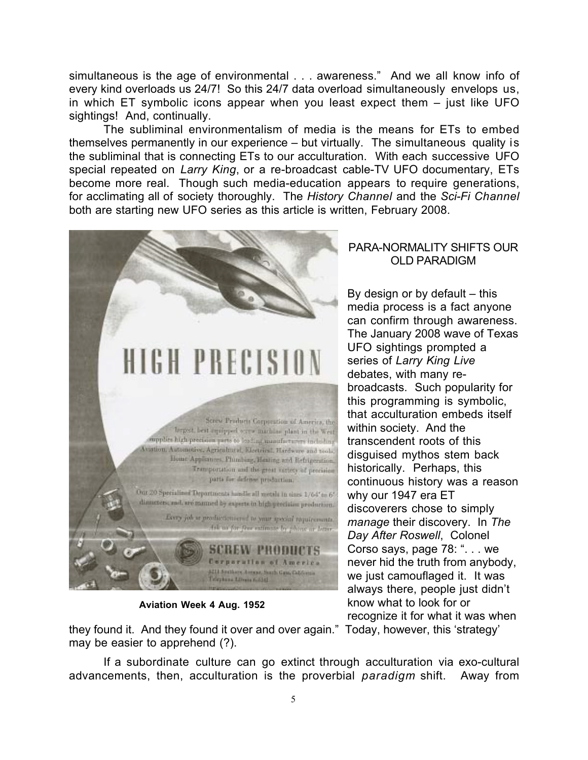simultaneous is the age of environmental . . . awareness." And we all know info of every kind overloads us 24/7! So this 24/7 data overload simultaneously envelops us, in which ET symbolic icons appear when you least expect them – just like UFO sightings! And, continually.

The subliminal environmentalism of media is the means for ETs to embed themselves permanently in our experience – but virtually. The simultaneous quality is the subliminal that is connecting ETs to our acculturation. With each successive UFO special repeated on *Larry King*, or a re-broadcast cable-TV UFO documentary, ETs become more real. Though such media-education appears to require generations, for acclimating all of society thoroughly. The *History Channel* and the *Sci-Fi Channel* both are starting new UFO series as this article is written, February 2008.

**Aviation Week 4 Aug. 1952**

## PARA-NORMALITY SHIFTS OUR OLD PARADIGM

By design or by default – this media process is a fact anyone can confirm through awareness. The January 2008 wave of Texas UFO sightings prompted a series of *Larry King Live* debates, with many re-broadcasts. Such popularity for this programming is symbolic, that acculturation embeds itself within society. And the transcendent roots of this disguised mythos stem back historically. Perhaps, this continuous history was a reason why our 1947 era ET discoverers chose to simply *manage* their discovery. In *The Day After Roswell*, Colonel Corso says, page 78: ". . . we never hid the truth from anybody, we just camouflaged it. It was always there, people just didn't know what to look for or recognize it for what it was when they found it. And they found it over and over again." Today, however, this 'strategy' may be easier to apprehend (?).

If a subordinate culture can go extinct through acculturation via exo-cultural advancements, then, acculturation is the proverbial *paradigm* shift. Away from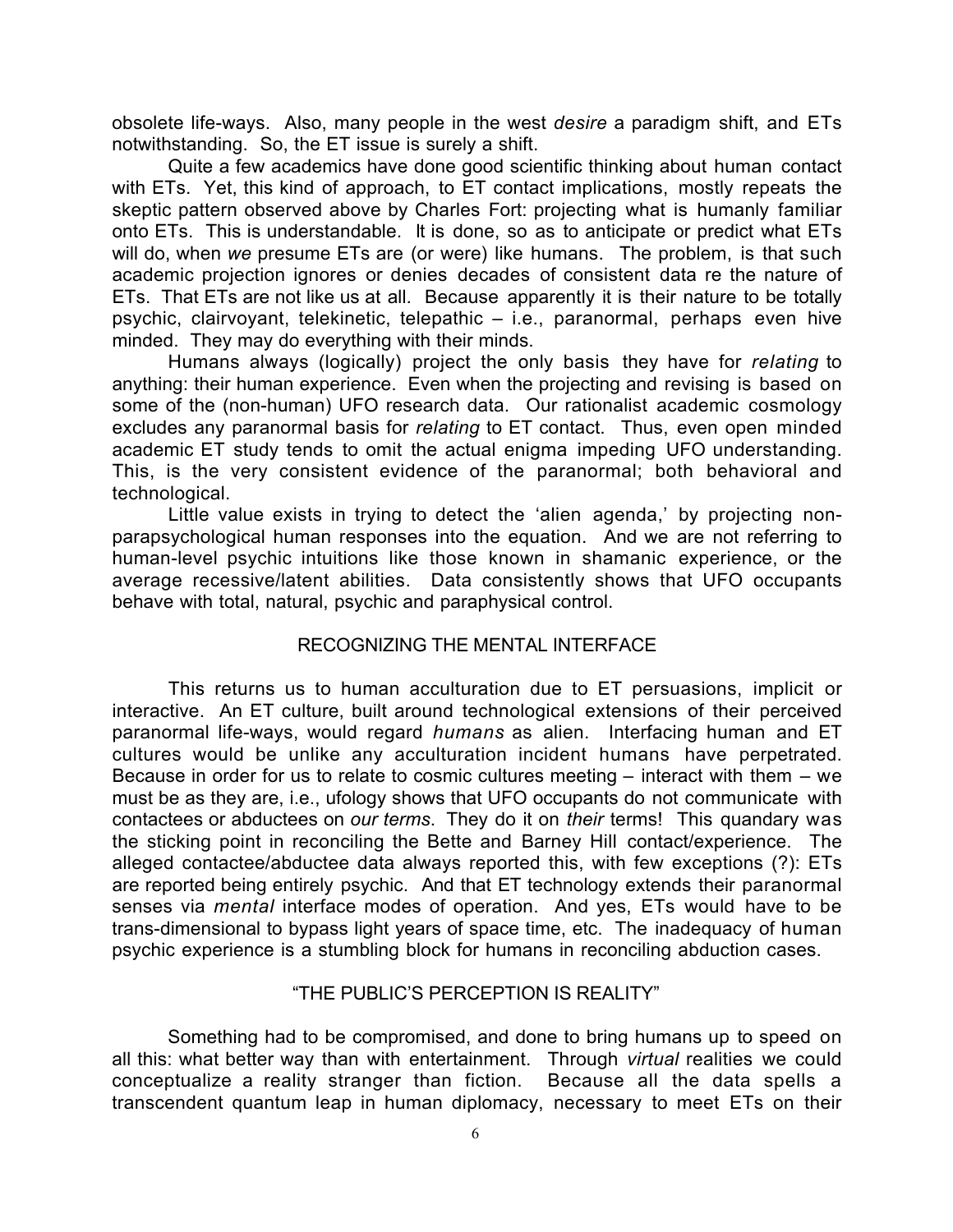obsolete life-ways. Also, many people in the west *desire* a paradigm shift, and ETs notwithstanding. So, the ET issue is surely a shift.

Quite a few academics have done good scientific thinking about human contact with ETs. Yet, this kind of approach, to ET contact implications, mostly repeats the skeptic pattern observed above by Charles Fort: projecting what is humanly familiar onto ETs. This is understandable. It is done, so as to anticipate or predict what ETs will do, when *we* presume ETs are (or were) like humans. The problem, is that such academic projection ignores or denies decades of consistent data re the nature of ETs. That ETs are not like us at all. Because apparently it is their nature to be totally psychic, clairvoyant, telekinetic, telepathic – i.e., paranormal, perhaps even hive minded. They may do everything with their minds.

Humans always (logically) project the only basis they have for *relating* to anything: their human experience. Even when the projecting and revising is based on some of the (non-human) UFO research data. Our rationalist academic cosmology excludes any paranormal basis for *relating* to ET contact. Thus, even open minded academic ET study tends to omit the actual enigma impeding UFO understanding. This, is the very consistent evidence of the paranormal; both behavioral and technological.

Little value exists in trying to detect the 'alien agenda,' by projecting non-parapsychological human responses into the equation. And we are not referring to human-level psychic intuitions like those known in shamanic experience, or the average recessive/latent abilities. Data consistently shows that UFO occupants behave with total, natural, psychic and paraphysical control.

## RECOGNIZING THE MENTAL INTERFACE

This returns us to human acculturation due to ET persuasions, implicit or interactive. An ET culture, built around technological extensions of their perceived paranormal life-ways, would regard *humans* as alien. Interfacing human and ET cultures would be unlike any acculturation incident humans have perpetrated. Because in order for us to relate to cosmic cultures meeting – interact with them – we must be as they are, i.e., ufology shows that UFO occupants do not communicate with contactees or abductees on *our terms*. They do it on *their* terms! This quandary was the sticking point in reconciling the Bette and Barney Hill contact/experience. The alleged contactee/abductee data always reported this, with few exceptions (?): ETs are reported being entirely psychic. And that ET technology extends their paranormal senses via *mental* interface modes of operation. And yes, ETs would have to be trans-dimensional to bypass light years of space time, etc. The inadequacy of human psychic experience is a stumbling block for humans in reconciling abduction cases.

## "THE PUBLIC'S PERCEPTION IS REALITY"

Something had to be compromised, and done to bring humans up to speed on all this: what better way than with entertainment. Through *virtual* realities we could conceptualize a reality stranger than fiction. Because all the data spells a transcendent quantum leap in human diplomacy, necessary to meet ETs on their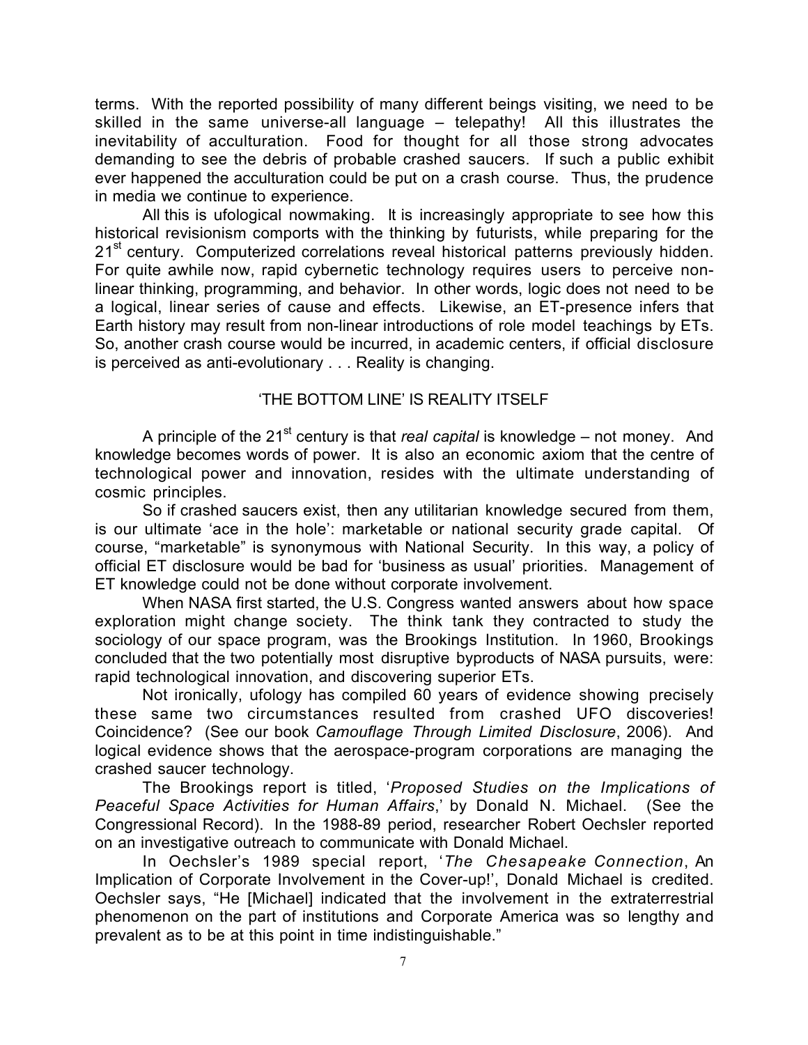terms. With the reported possibility of many different beings visiting, we need to be skilled in the same universe-all language – telepathy! All this illustrates the inevitability of acculturation. Food for thought for all those strong advocates demanding to see the debris of probable crashed saucers. If such a public exhibit ever happened the acculturation could be put on a crash course. Thus, the prudence in media we continue to experience.

All this is ufological nowmaking. It is increasingly appropriate to see how this historical revisionism comports with the thinking by futurists, while preparing for the 21st century. Computerized correlations reveal historical patterns previously hidden. For quite awhile now, rapid cybernetic technology requires users to perceive non-linear thinking, programming, and behavior. In other words, logic does not need to be a logical, linear series of cause and effects. Likewise, an ET-presence infers that Earth history may result from non-linear introductions of role model teachings by ETs. So, another crash course would be incurred, in academic centers, if official disclosure is perceived as anti-evolutionary . . . Reality is changing.

## 'THE BOTTOM LINE' IS REALITY ITSELF

A principle of the 21st century is that *real capital* is knowledge – not money. And knowledge becomes words of power. It is also an economic axiom that the centre of technological power and innovation, resides with the ultimate understanding of cosmic principles.

So if crashed saucers exist, then any utilitarian knowledge secured from them, is our ultimate 'ace in the hole': marketable or national security grade capital. Of course, "marketable" is synonymous with National Security. In this way, a policy of official ET disclosure would be bad for 'business as usual' priorities. Management of ET knowledge could not be done without corporate involvement.

When NASA first started, the U.S. Congress wanted answers about how space exploration might change society. The think tank they contracted to study the sociology of our space program, was the Brookings Institution. In 1960, Brookings concluded that the two potentially most disruptive byproducts of NASA pursuits, were: rapid technological innovation, and discovering superior ETs.

Not ironically, ufology has compiled 60 years of evidence showing precisely these same two circumstances resulted from crashed UFO discoveries! Coincidence? (See our book *Camouflage Through Limited Disclosure*, 2006). And logical evidence shows that the aerospace-program corporations are managing the crashed saucer technology.

The Brookings report is titled, '*Proposed Studies on the Implications of Peaceful Space Activities for Human Affairs*,' by Donald N. Michael. (See the Congressional Record). In the 1988-89 period, researcher Robert Oechsler reported on an investigative outreach to communicate with Donald Michael.

In Oechsler's 1989 special report, '*The Chesapeake Connection*, An Implication of Corporate Involvement in the Cover-up!', Donald Michael is credited. Oechsler says, "He [Michael] indicated that the involvement in the extraterrestrial phenomenon on the part of institutions and Corporate America was so lengthy and prevalent as to be at this point in time indistinguishable."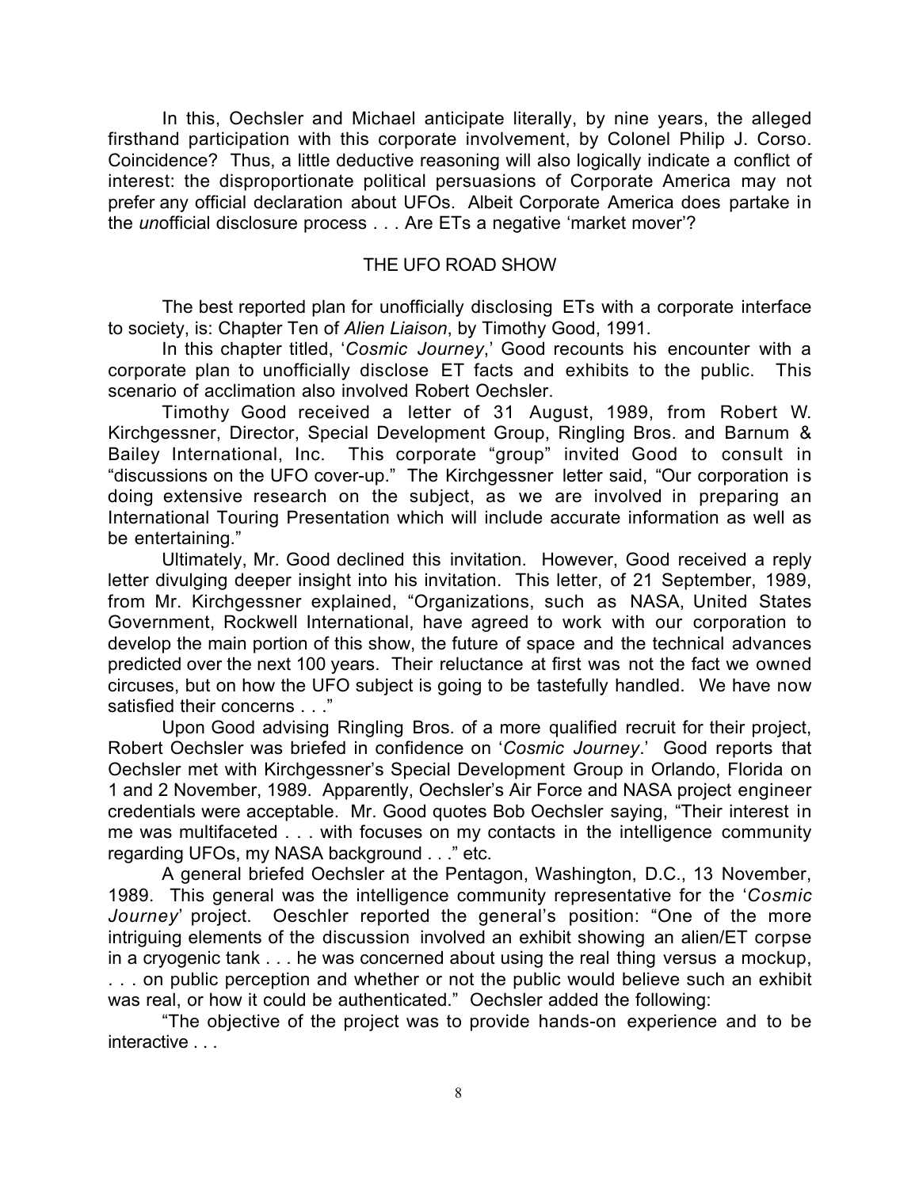In this, Oechsler and Michael anticipate literally, by nine years, the alleged firsthand participation with this corporate involvement, by Colonel Philip J. Corso. Coincidence? Thus, a little deductive reasoning will also logically indicate a conflict of interest: the disproportionate political persuasions of Corporate America may not prefer any official declaration about UFOs. Albeit Corporate America does partake in the *un*official disclosure process . . . Are ETs a negative 'market mover'?

## THE UFO ROAD SHOW

The best reported plan for unofficially disclosing ETs with a corporate interface to society, is: Chapter Ten of *Alien Liaison*, by Timothy Good, 1991.

In this chapter titled, '*Cosmic Journey*,' Good recounts his encounter with a corporate plan to unofficially disclose ET facts and exhibits to the public. This scenario of acclimation also involved Robert Oechsler.

Timothy Good received a letter of 31 August, 1989, from Robert W. Kirchgessner, Director, Special Development Group, Ringling Bros. and Barnum & Bailey International, Inc. This corporate "group" invited Good to consult in "discussions on the UFO cover-up." The Kirchgessner letter said, "Our corporation is doing extensive research on the subject, as we are involved in preparing an International Touring Presentation which will include accurate information as well as be entertaining."

Ultimately, Mr. Good declined this invitation. However, Good received a reply letter divulging deeper insight into his invitation. This letter, of 21 September, 1989, from Mr. Kirchgessner explained, "Organizations, such as NASA, United States Government, Rockwell International, have agreed to work with our corporation to develop the main portion of this show, the future of space and the technical advances predicted over the next 100 years. Their reluctance at first was not the fact we owned circuses, but on how the UFO subject is going to be tastefully handled. We have now satisfied their concerns . . ."

Upon Good advising Ringling Bros. of a more qualified recruit for their project, Robert Oechsler was briefed in confidence on '*Cosmic Journey*.' Good reports that Oechsler met with Kirchgessner's Special Development Group in Orlando, Florida on 1 and 2 November, 1989. Apparently, Oechsler's Air Force and NASA project engineer credentials were acceptable. Mr. Good quotes Bob Oechsler saying, "Their interest in me was multifaceted . . . with focuses on my contacts in the intelligence community regarding UFOs, my NASA background . . ." etc.

A general briefed Oechsler at the Pentagon, Washington, D.C., 13 November, 1989. This general was the intelligence community representative for the '*Cosmic Journey*' project. Oeschler reported the general's position: "One of the more intriguing elements of the discussion involved an exhibit showing an alien/ET corpse in a cryogenic tank . . . he was concerned about using the real thing versus a mockup, . . . on public perception and whether or not the public would believe such an exhibit was real, or how it could be authenticated." Oechsler added the following:

"The objective of the project was to provide hands-on experience and to be interactive . . .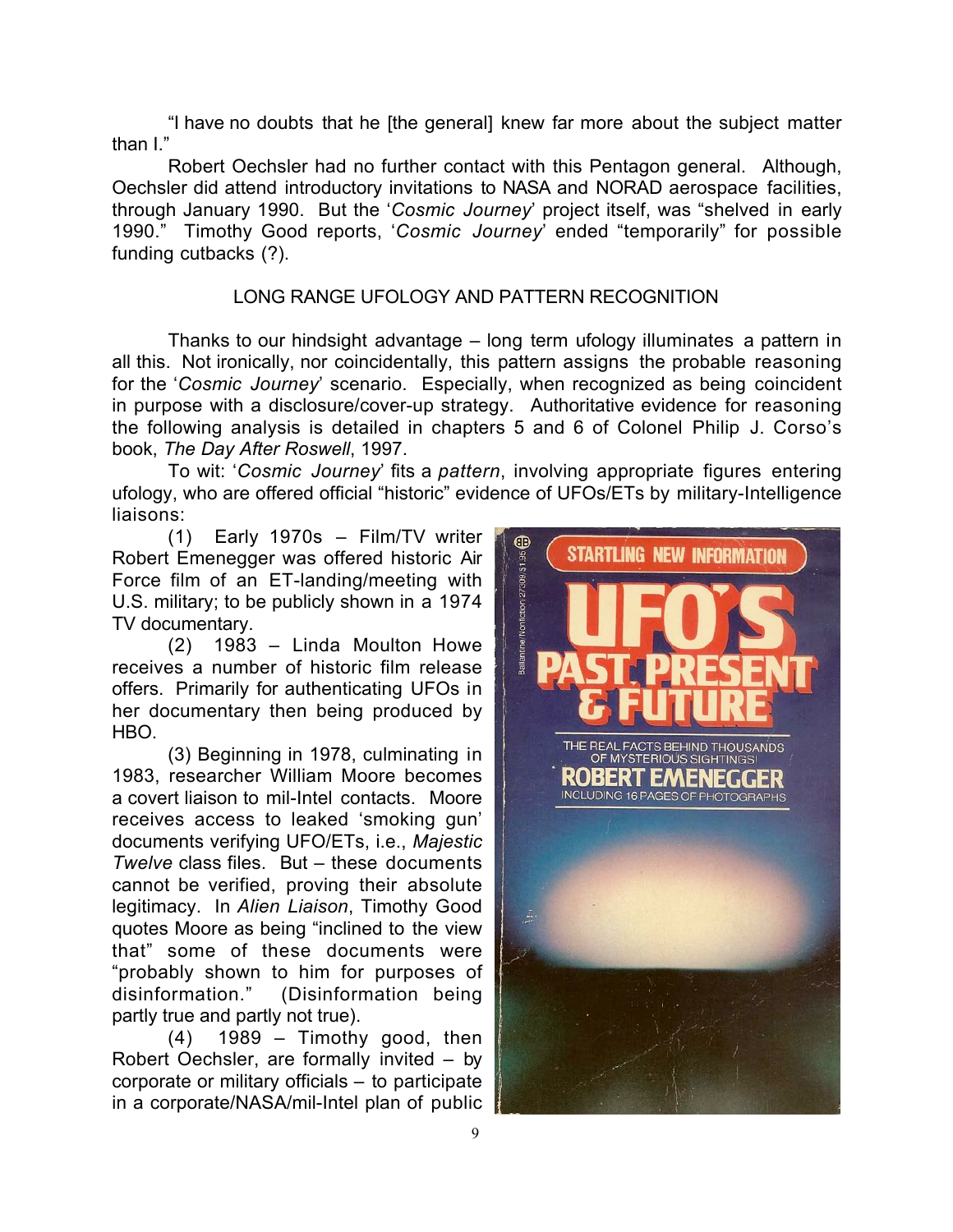"I have no doubts that he [the general] knew far more about the subject matter than I."

Robert Oechsler had no further contact with this Pentagon general. Although, Oechsler did attend introductory invitations to NASA and NORAD aerospace facilities, through January 1990. But the '*Cosmic Journey*' project itself, was "shelved in early 1990." Timothy Good reports, '*Cosmic Journey*' ended "temporarily" for possible funding cutbacks (?).

## LONG RANGE UFOLOGY AND PATTERN RECOGNITION

Thanks to our hindsight advantage – long term ufology illuminates a pattern in all this. Not ironically, nor coincidentally, this pattern assigns the probable reasoning for the '*Cosmic Journey*' scenario. Especially, when recognized as being coincident in purpose with a disclosure/cover-up strategy. Authoritative evidence for reasoning the following analysis is detailed in chapters 5 and 6 of Colonel Philip J. Corso's book, *The Day After Roswell*, 1997.

To wit: '*Cosmic Journey*' fits a *pattern*, involving appropriate figures entering ufology, who are offered official "historic" evidence of UFOs/ETs by military-Intelligence liaisons:

(1) Early 1970s – Film/TV writer Robert Emenegger was offered historic Air Force film of an ET-landing/meeting with U.S. military; to be publicly shown in a 1974 TV documentary.

(2) 1983 – Linda Moulton Howe receives a number of historic film release offers. Primarily for authenticating UFOs in her documentary then being produced by HBO.

(3) Beginning in 1978, culminating in 1983, researcher William Moore becomes a covert liaison to mil-Intel contacts. Moore receives access to leaked 'smoking gun' documents verifying UFO/ETs, i.e., *Majestic Twelve* class files. But – these documents cannot be verified, proving their absolute legitimacy. In *Alien Liaison*, Timothy Good quotes Moore as being "inclined to the view that" some of these documents were "probably shown to him for purposes of disinformation." (Disinformation being partly true and partly not true).

(4) 1989 – Timothy good, then Robert Oechsler, are formally invited – by corporate or military officials – to participate in a corporate/NASA/mil-Intel plan of public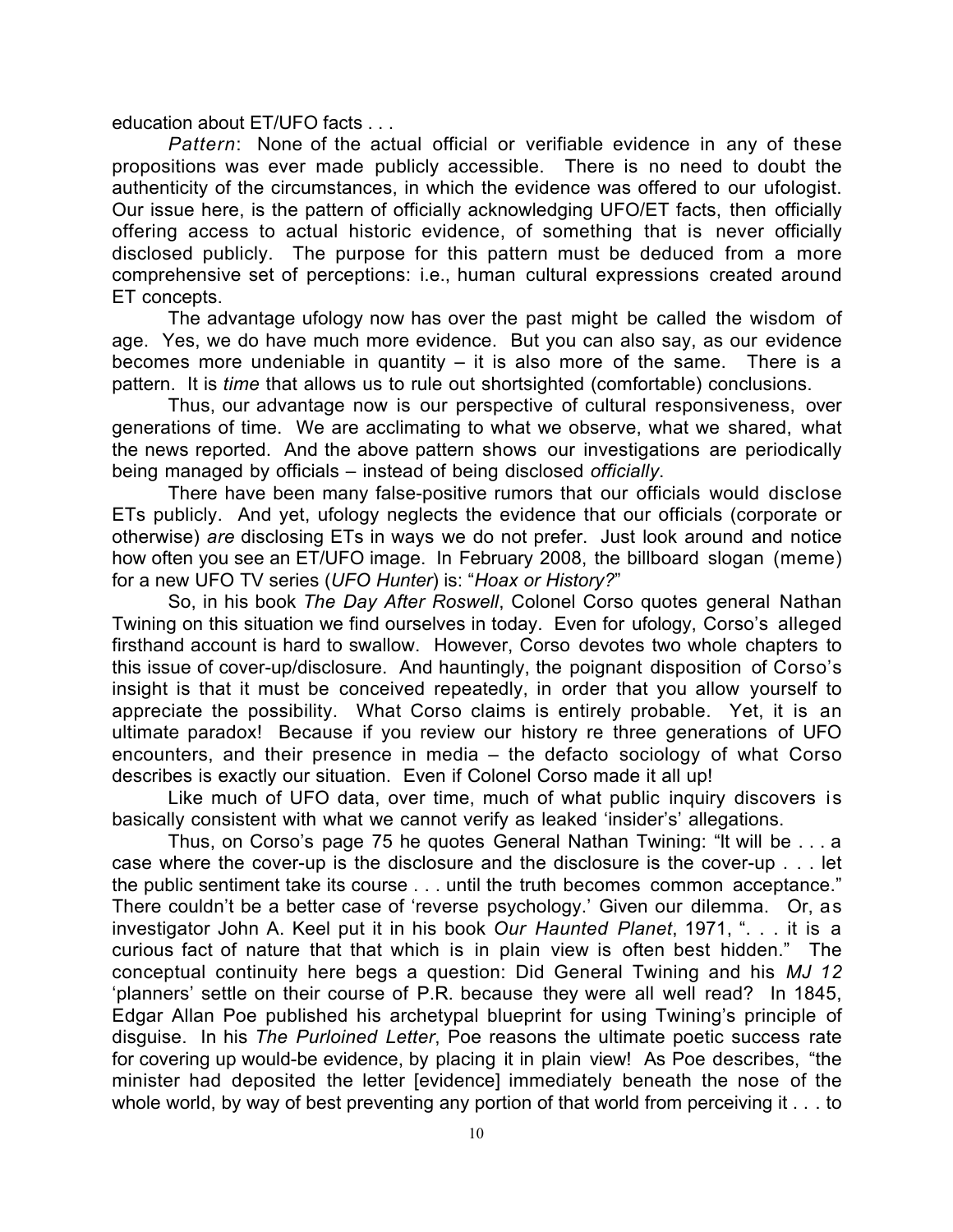education about ET/UFO facts . . .

*Pattern*: None of the actual official or verifiable evidence in any of these propositions was ever made publicly accessible. There is no need to doubt the authenticity of the circumstances, in which the evidence was offered to our ufologist. Our issue here, is the pattern of officially acknowledging UFO/ET facts, then officially offering access to actual historic evidence, of something that is never officially disclosed publicly. The purpose for this pattern must be deduced from a more comprehensive set of perceptions: i.e., human cultural expressions created around ET concepts.

The advantage ufology now has over the past might be called the wisdom of age. Yes, we do have much more evidence. But you can also say, as our evidence becomes more undeniable in quantity – it is also more of the same. There is a pattern. It is *time* that allows us to rule out shortsighted (comfortable) conclusions.

Thus, our advantage now is our perspective of cultural responsiveness, over generations of time. We are acclimating to what we observe, what we shared, what the news reported. And the above pattern shows our investigations are periodically being managed by officials – instead of being disclosed *officially*.

There have been many false-positive rumors that our officials would disclose ETs publicly. And yet, ufology neglects the evidence that our officials (corporate or otherwise) *are* disclosing ETs in ways we do not prefer. Just look around and notice how often you see an ET/UFO image. In February 2008, the billboard slogan (meme) for a new UFO TV series (*UFO Hunter*) is: "*Hoax or History?*"

So, in his book *The Day After Roswell*, Colonel Corso quotes general Nathan Twining on this situation we find ourselves in today. Even for ufology, Corso's alleged firsthand account is hard to swallow. However, Corso devotes two whole chapters to this issue of cover-up/disclosure. And hauntingly, the poignant disposition of Corso's insight is that it must be conceived repeatedly, in order that you allow yourself to appreciate the possibility. What Corso claims is entirely probable. Yet, it is an ultimate paradox! Because if you review our history re three generations of UFO encounters, and their presence in media – the defacto sociology of what Corso describes is exactly our situation. Even if Colonel Corso made it all up!

Like much of UFO data, over time, much of what public inquiry discovers is basically consistent with what we cannot verify as leaked 'insider's' allegations.

Thus, on Corso's page 75 he quotes General Nathan Twining: "It will be . . . a case where the cover-up is the disclosure and the disclosure is the cover-up . . . let the public sentiment take its course . . . until the truth becomes common acceptance." There couldn't be a better case of 'reverse psychology.' Given our dilemma. Or, as investigator John A. Keel put it in his book *Our Haunted Planet*, 1971, ". . . it is a curious fact of nature that that which is in plain view is often best hidden." The conceptual continuity here begs a question: Did General Twining and his *MJ 12* 'planners' settle on their course of P.R. because they were all well read? In 1845, Edgar Allan Poe published his archetypal blueprint for using Twining's principle of disguise. In his *The Purloined Letter*, Poe reasons the ultimate poetic success rate for covering up would-be evidence, by placing it in plain view! As Poe describes, "the minister had deposited the letter [evidence] immediately beneath the nose of the whole world, by way of best preventing any portion of that world from perceiving it . . . to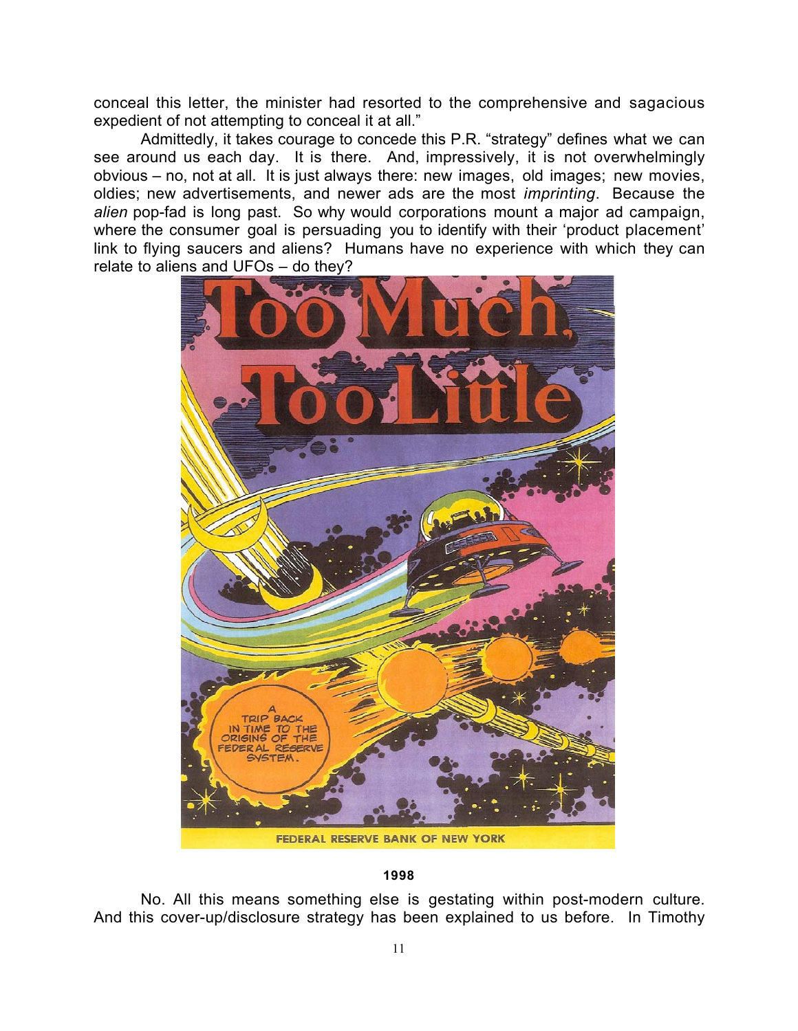conceal this letter, the minister had resorted to the comprehensive and sagacious expedient of not attempting to conceal it at all."

Admittedly, it takes courage to concede this P.R. "strategy" defines what we can see around us each day. It is there. And, impressively, it is not overwhelmingly obvious – no, not at all. It is just always there: new images, old images; new movies, oldies; new advertisements, and newer ads are the most *imprinting*. Because the *alien* pop-fad is long past. So why would corporations mount a major ad campaign, where the consumer goal is persuading you to identify with their 'product placement' link to flying saucers and aliens? Humans have no experience with which they can relate to aliens and UFOs – do they?

**1998**

No. All this means something else is gestating within post-modern culture. And this cover-up/disclosure strategy has been explained to us before. In Timothy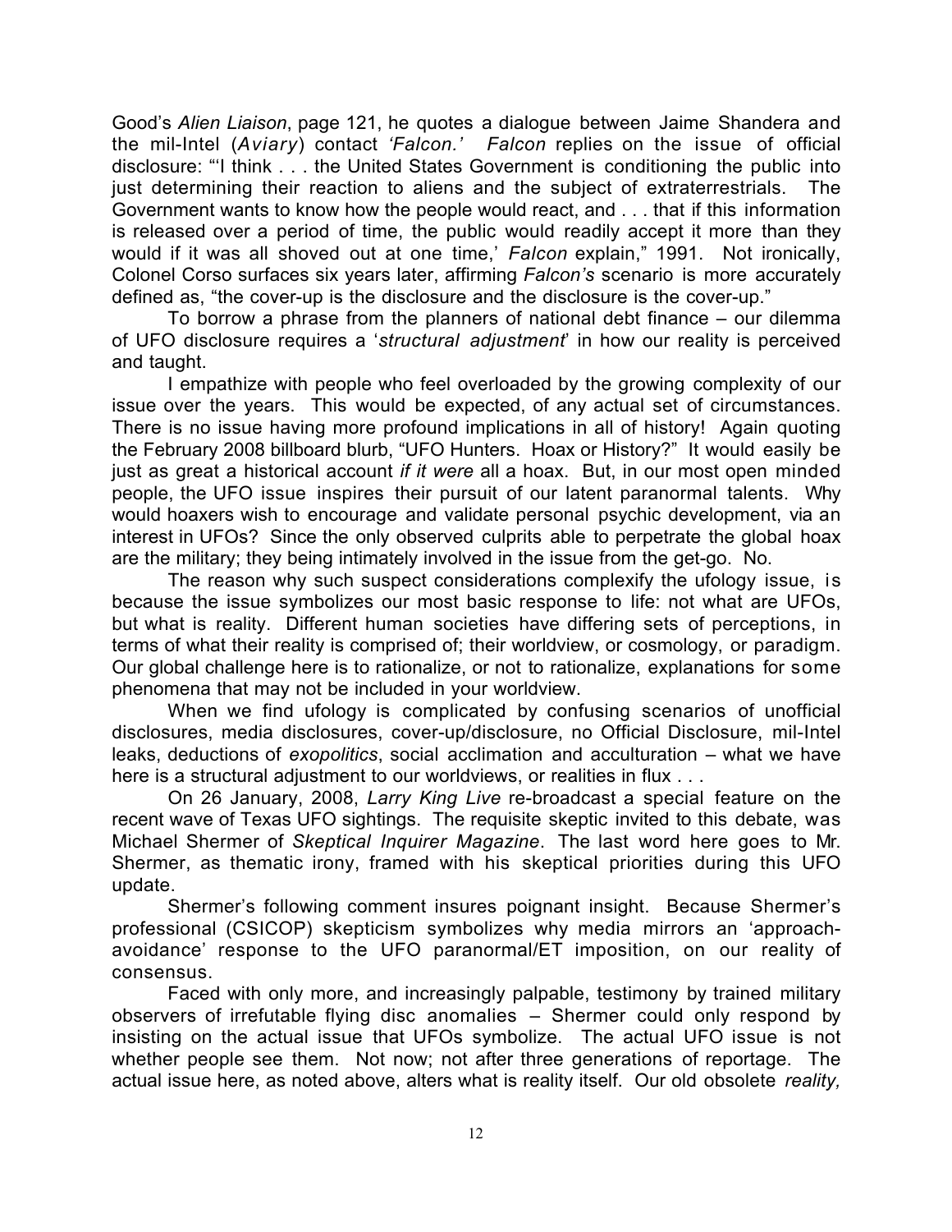Good's *Alien Liaison*, page 121, he quotes a dialogue between Jaime Shandera and the mil-Intel (*Aviary*) contact *'Falcon.'* *Falcon* replies on the issue of official disclosure: "'I think . . . the United States Government is conditioning the public into just determining their reaction to aliens and the subject of extraterrestrials. The Government wants to know how the people would react, and . . . that if this information is released over a period of time, the public would readily accept it more than they would if it was all shoved out at one time,' *Falcon* explain," 1991. Not ironically, Colonel Corso surfaces six years later, affirming *Falcon's* scenario is more accurately defined as, "the cover-up is the disclosure and the disclosure is the cover-up."

To borrow a phrase from the planners of national debt finance – our dilemma of UFO disclosure requires a '*structural adjustment*' in how our reality is perceived and taught.

I empathize with people who feel overloaded by the growing complexity of our issue over the years. This would be expected, of any actual set of circumstances. There is no issue having more profound implications in all of history! Again quoting the February 2008 billboard blurb, "UFO Hunters. Hoax or History?" It would easily be just as great a historical account *if it were* all a hoax. But, in our most open minded people, the UFO issue inspires their pursuit of our latent paranormal talents. Why would hoaxers wish to encourage and validate personal psychic development, via an interest in UFOs? Since the only observed culprits able to perpetrate the global hoax are the military; they being intimately involved in the issue from the get-go. No.

The reason why such suspect considerations complexify the ufology issue, is because the issue symbolizes our most basic response to life: not what are UFOs, but what is reality. Different human societies have differing sets of perceptions, in terms of what their reality is comprised of; their worldview, or cosmology, or paradigm. Our global challenge here is to rationalize, or not to rationalize, explanations for some phenomena that may not be included in your worldview.

When we find ufology is complicated by confusing scenarios of unofficial disclosures, media disclosures, cover-up/disclosure, no Official Disclosure, mil-Intel leaks, deductions of *exopolitics*, social acclimation and acculturation – what we have here is a structural adjustment to our worldviews, or realities in flux . . .

On 26 January, 2008, *Larry King Live* re-broadcast a special feature on the recent wave of Texas UFO sightings. The requisite skeptic invited to this debate, was Michael Shermer of *Skeptical Inquirer Magazine*. The last word here goes to Mr. Shermer, as thematic irony, framed with his skeptical priorities during this UFO update.

Shermer's following comment insures poignant insight. Because Shermer's professional (CSICOP) skepticism symbolizes why media mirrors an 'approach-avoidance' response to the UFO paranormal/ET imposition, on our reality of consensus.

Faced with only more, and increasingly palpable, testimony by trained military observers of irrefutable flying disc anomalies – Shermer could only respond by insisting on the actual issue that UFOs symbolize. The actual UFO issue is not whether people see them. Not now; not after three generations of reportage. The actual issue here, as noted above, alters what is reality itself. Our old obsolete *reality,*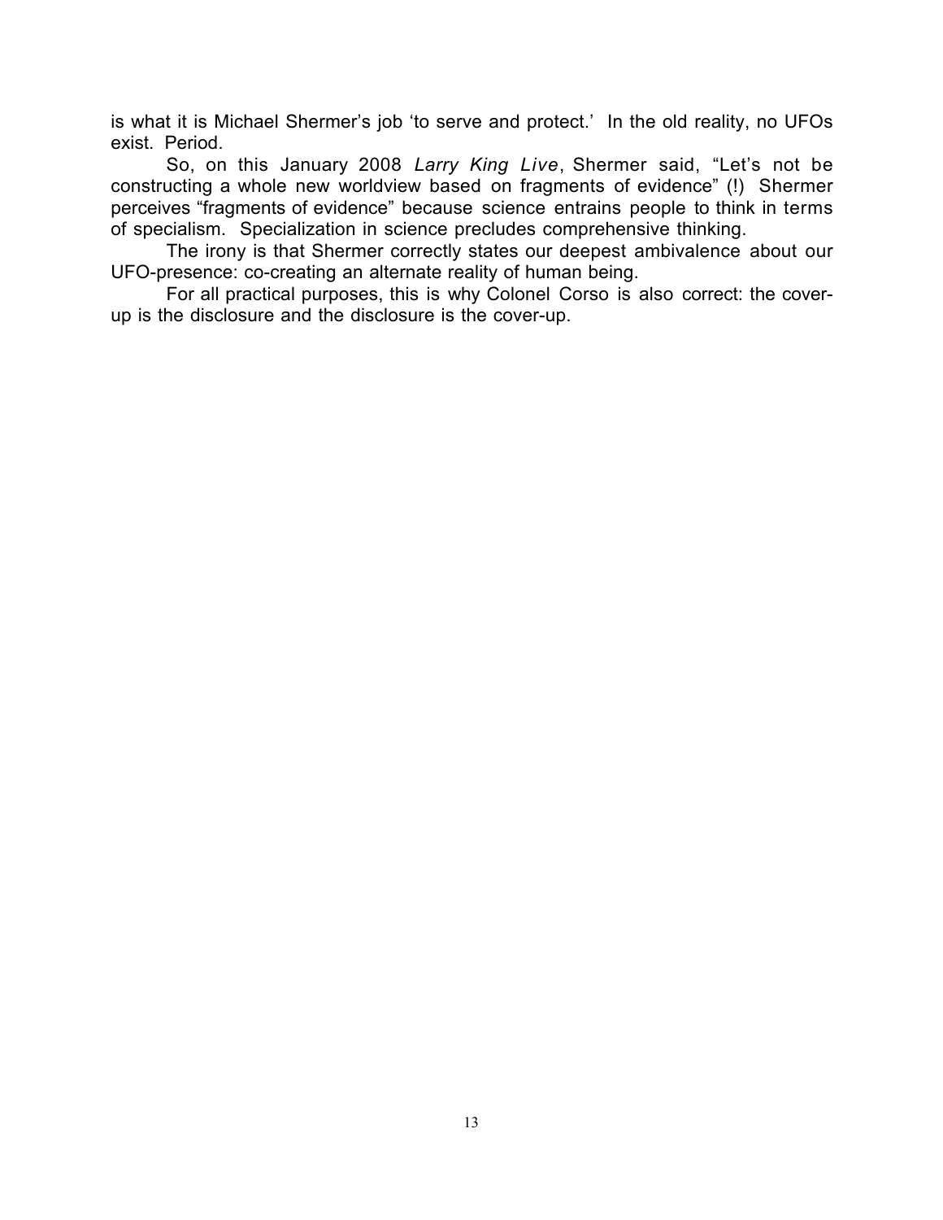is what it is Michael Shermer's job 'to serve and protect.' In the old reality, no UFOs exist. Period.

So, on this January 2008 *Larry King Live*, Shermer said, "Let's not be constructing a whole new worldview based on fragments of evidence" (!) Shermer perceives "fragments of evidence" because science entrains people to think in terms of specialism. Specialization in science precludes comprehensive thinking.

The irony is that Shermer correctly states our deepest ambivalence about our UFO-presence: co-creating an alternate reality of human being.

For all practical purposes, this is why Colonel Corso is also correct: the cover-up is the disclosure and the disclosure is the cover-up.